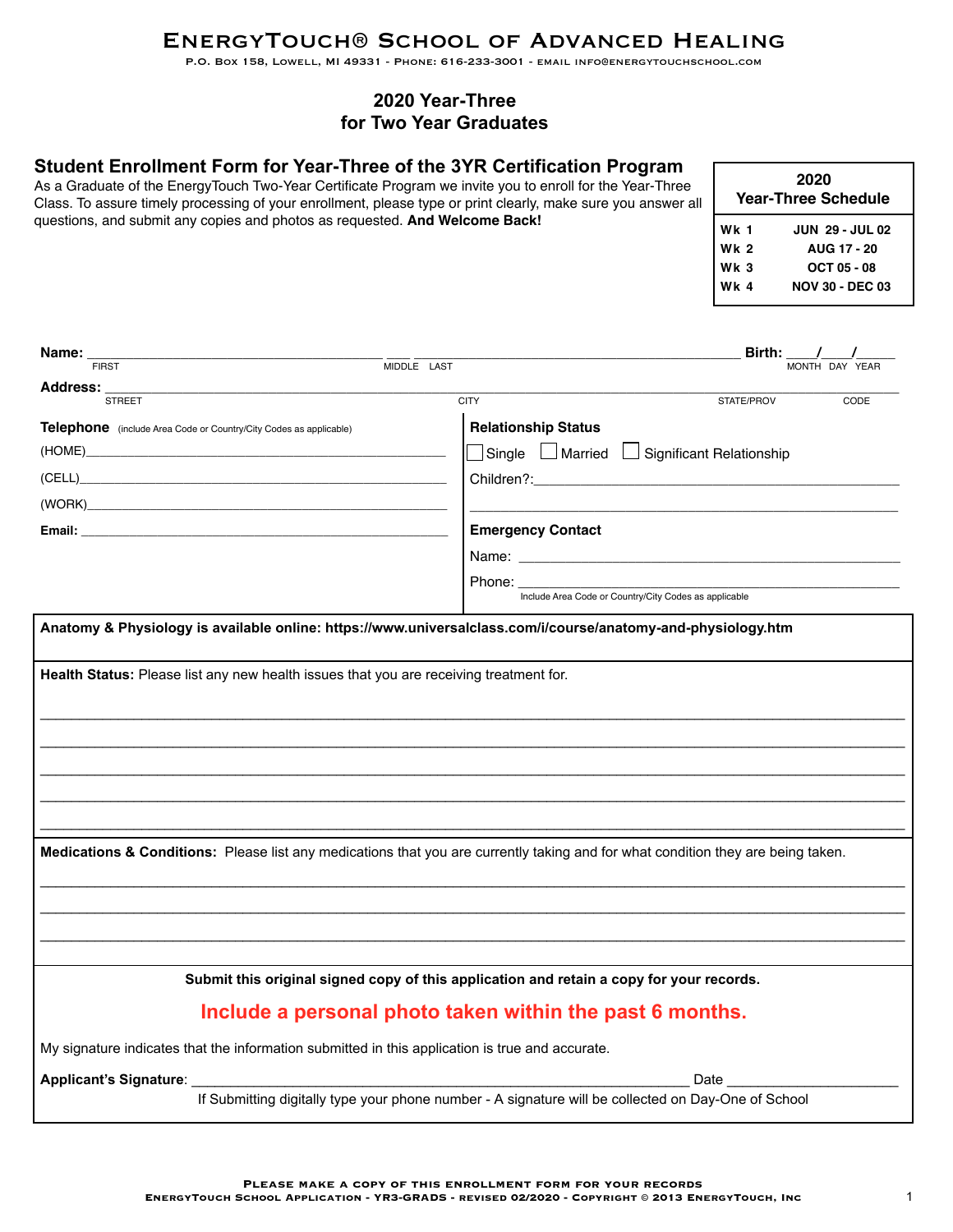# EnergyTouch® School of Advanced Healing

P.O. Box 158, Lowell, MI 49331 - Phone: 616-233-3001 - email info@energytouchschool.com

## 2020 Year-Three for Two Year Graduates

### Student Enrollment Form for Year-Three of the 3YR Certification Program

As a Graduate of the EnergyTouch Two-Year Certificate Program we invite you to enroll for the Year-Three Class. To assure timely processing of your enrollment, please type or print clearly, make sure you answer all questions, and submit any copies and photos as requested. **And Welcome Back!**

| 2020 Year-Three Schedule | |
|---|---|
| Wk 1 | JUN 29 - JUL 02 |
| Wk 2 | AUG 17 - 20 |
| Wk 3 | OCT 05 - 08 |
| Wk 4 | NOV 30 - DEC 03 |

**Name:** ____________________ ___ ____________________ **Birth:** ___/___/_____
FIRST MIDDLE LAST MONTH DAY YEAR

**Address:** ______________________________________________
STREET CITY STATE/PROV CODE

**Telephone** (include Area Code or Country/City Codes as applicable)

(HOME)______________________

(CELL)______________________

(WORK)______________________

**Email:** ______________________

**Relationship Status**

☐ Single ☐ Married ☐ Significant Relationship

Children?:______________________

______________________

**Emergency Contact**

Name: ______________________

Phone: ______________________
Include Area Code or Country/City Codes as applicable

**Anatomy & Physiology is available online: https://www.universalclass.com/i/course/anatomy-and-physiology.htm**

**Health Status:** Please list any new health issues that you are receiving treatment for.

______________________________________________

______________________________________________

______________________________________________

______________________________________________

______________________________________________

**Medications & Conditions:** Please list any medications that you are currently taking and for what condition they are being taken.

______________________________________________

______________________________________________

______________________________________________

**Submit this original signed copy of this application and retain a copy for your records.**

**Include a personal photo taken within the past 6 months.**

My signature indicates that the information submitted in this application is true and accurate.

**Applicant's Signature**: ______________________ Date ______________

If Submitting digitally type your phone number - A signature will be collected on Day-One of School

Please make a copy of this enrollment form for your records

EnergyTouch School Application - YR3-GRADS - revised 02/2020 - Copyright © 2013 EnergyTouch, Inc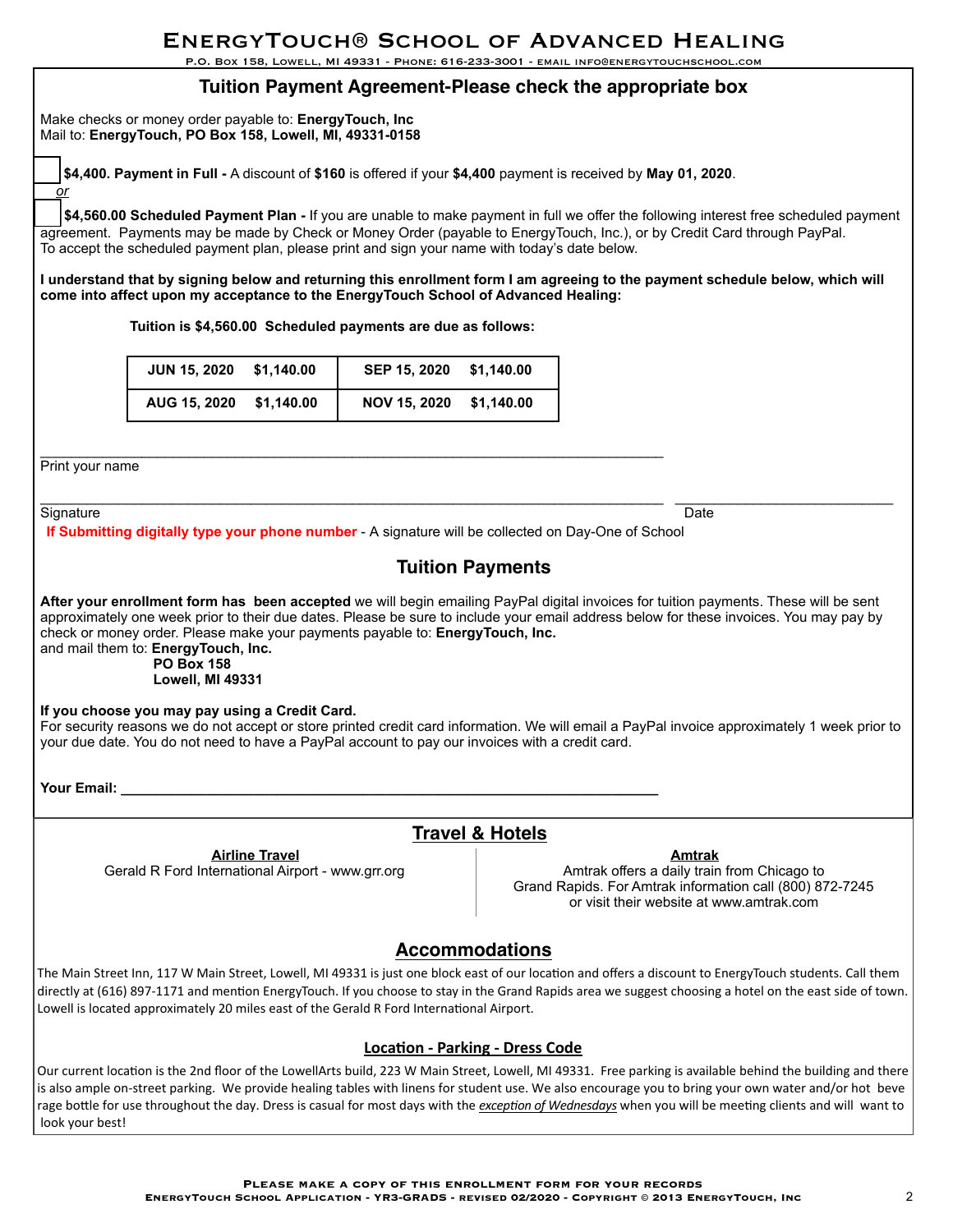# EnergyTouch® School of Advanced Healing

P.O. Box 158, Lowell, MI 49331 - Phone: 616-233-3001 - email info@energytouchschool.com

## Tuition Payment Agreement-Please check the appropriate box

Make checks or money order payable to: **EnergyTouch, Inc**
Mail to: **EnergyTouch, PO Box 158, Lowell, MI, 49331-0158**

☐ **$4,400. Payment in Full -** A discount of **$160** is offered if your **$4,400** payment is received by **May 01, 2020**.

*or*

☐ **$4,560.00 Scheduled Payment Plan -** If you are unable to make payment in full we offer the following interest free scheduled payment agreement. Payments may be made by Check or Money Order (payable to EnergyTouch, Inc.), or by Credit Card through PayPal. To accept the scheduled payment plan, please print and sign your name with today's date below.

**I understand that by signing below and returning this enrollment form I am agreeing to the payment schedule below, which will come into affect upon my acceptance to the EnergyTouch School of Advanced Healing:**

**Tuition is $4,560.00 Scheduled payments are due as follows:**

| | | | |
|---|---|---|---|
| **JUN 15, 2020** | **$1,140.00** | **SEP 15, 2020** | **$1,140.00** |
| **AUG 15, 2020** | **$1,140.00** | **NOV 15, 2020** | **$1,140.00** |

_______________________________________________
Print your name

_______________________________________________ ____________________
Signature Date

**If Submitting digitally type your phone number** - A signature will be collected on Day-One of School

## Tuition Payments

**After your enrollment form has been accepted** we will begin emailing PayPal digital invoices for tuition payments. These will be sent approximately one week prior to their due dates. Please be sure to include your email address below for these invoices. You may pay by check or money order. Please make your payments payable to: **EnergyTouch, Inc.**
and mail them to: **EnergyTouch, Inc.**
**PO Box 158**
**Lowell, MI 49331**

**If you choose you may pay using a Credit Card.**
For security reasons we do not accept or store printed credit card information. We will email a PayPal invoice approximately 1 week prior to your due date. You do not need to have a PayPal account to pay our invoices with a credit card.

**Your Email:** _______________________________________________

## Travel & Hotels

**Airline Travel**
Gerald R Ford International Airport - www.grr.org

**Amtrak**
Amtrak offers a daily train from Chicago to Grand Rapids. For Amtrak information call (800) 872-7245 or visit their website at www.amtrak.com

## Accommodations

The Main Street Inn, 117 W Main Street, Lowell, MI 49331 is just one block east of our location and offers a discount to EnergyTouch students. Call them directly at (616) 897-1171 and mention EnergyTouch. If you choose to stay in the Grand Rapids area we suggest choosing a hotel on the east side of town. Lowell is located approximately 20 miles east of the Gerald R Ford International Airport.

### Location - Parking - Dress Code

Our current location is the 2nd floor of the LowellArts build, 223 W Main Street, Lowell, MI 49331. Free parking is available behind the building and there is also ample on-street parking. We provide healing tables with linens for student use. We also encourage you to bring your own water and/or hot beverage bottle for use throughout the day. Dress is casual for most days with the *exception of Wednesdays* when you will be meeting clients and will want to look your best!

**Please make a copy of this enrollment form for your records**
EnergyTouch School Application - YR3-GRADS - revised 02/2020 - Copyright © 2013 EnergyTouch, Inc